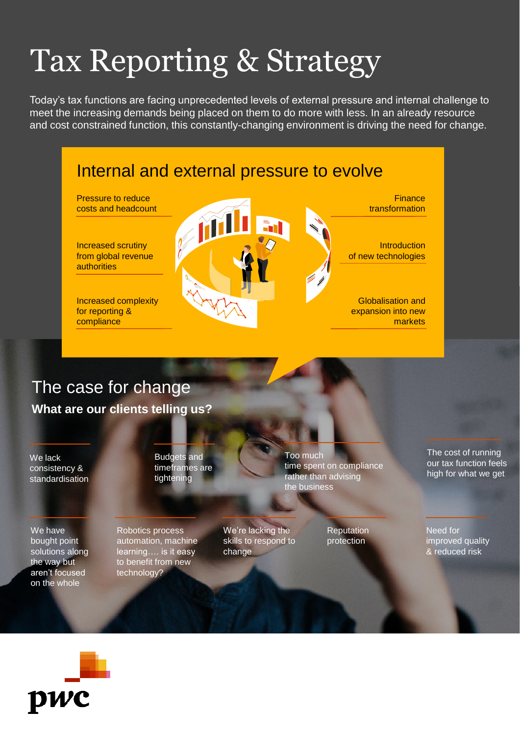# Tax Reporting & Strategy

Today's tax functions are facing unprecedented levels of external pressure and internal challenge to meet the increasing demands being placed on them to do more with less. In an already resource and cost constrained function, this constantly-changing environment is driving the need for change.

## Internal and external pressure to evolve

- Pressure to reduce costs and headcount
- Increased scrutiny from global revenue authorities
- Increased complexity for reporting & compliance
- Finance transformation
- Introduction of new technologies
- Globalisation and expansion into new markets

## The case for change

**What are our clients telling us?**

- We lack consistency & standardisation
- Budgets and timeframes are tightening
- Too much time spent on compliance rather than advising the business
- The cost of running our tax function feels high for what we get
- We have bought point solutions along the way but aren't focused on the whole
- Robotics process automation, machine learning…. is it easy to benefit from new technology?
- We're lacking the skills to respond to change
- Reputation protection
- Need for improved quality & reduced risk

pwc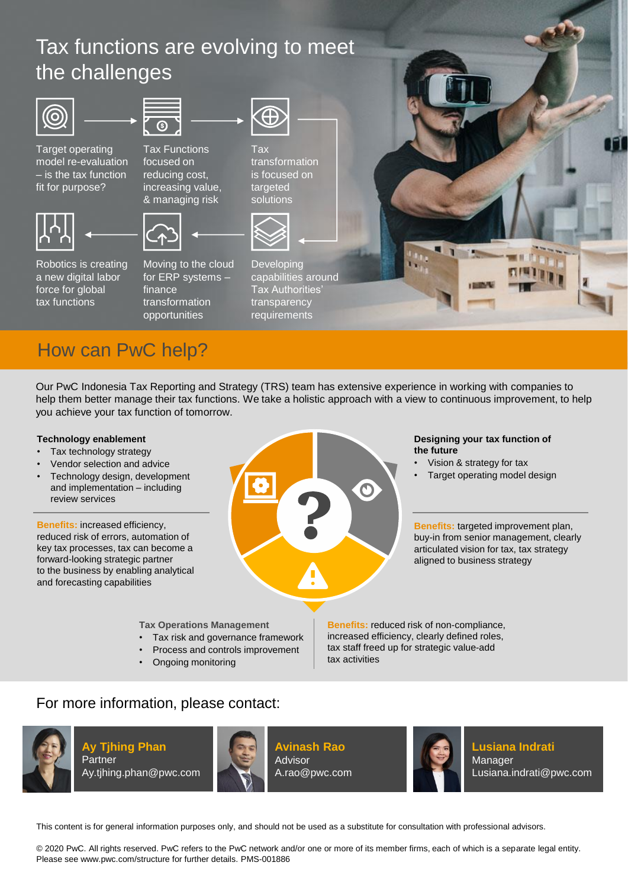# Tax functions are evolving to meet the challenges

Target operating model re-evaluation – is the tax function fit for purpose?

Tax Functions focused on reducing cost, increasing value, & managing risk

Tax transformation is focused on targeted solutions

Developing capabilities around Tax Authorities' transparency requirements

Moving to the cloud for ERP systems – finance transformation opportunities

Robotics is creating a new digital labor force for global tax functions

## How can PwC help?

Our PwC Indonesia Tax Reporting and Strategy (TRS) team has extensive experience in working with companies to help them better manage their tax functions. We take a holistic approach with a view to continuous improvement, to help you achieve your tax function of tomorrow.

**Technology enablement**

- Tax technology strategy
- Vendor selection and advice
- Technology design, development and implementation – including review services

**Benefits:** increased efficiency, reduced risk of errors, automation of key tax processes, tax can become a forward-looking strategic partner to the business by enabling analytical and forecasting capabilities

**Designing your tax function of the future**

- Vision & strategy for tax
- Target operating model design

**Benefits:** targeted improvement plan, buy-in from senior management, clearly articulated vision for tax, tax strategy aligned to business strategy

**Tax Operations Management**

- Tax risk and governance framework
- Process and controls improvement
- Ongoing monitoring

**Benefits:** reduced risk of non-compliance, increased efficiency, clearly defined roles, tax staff freed up for strategic value-add tax activities

## For more information, please contact:

**Ay Tjhing Phan**
Partner
Ay.tjhing.phan@pwc.com

**Avinash Rao**
Advisor
A.rao@pwc.com

**Lusiana Indrati**
Manager
Lusiana.indrati@pwc.com

This content is for general information purposes only, and should not be used as a substitute for consultation with professional advisors.

© 2020 PwC. All rights reserved. PwC refers to the PwC network and/or one or more of its member firms, each of which is a separate legal entity. Please see www.pwc.com/structure for further details. PMS-001886